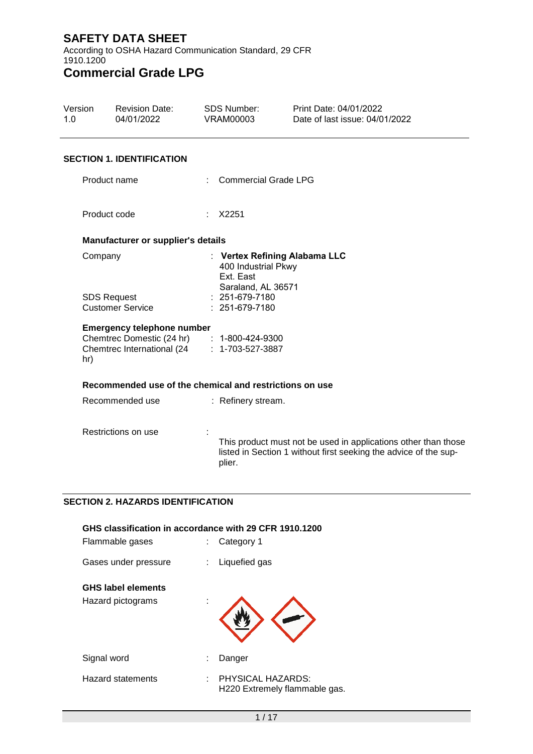# SAFETY DATA SHEET

According to OSHA Hazard Communication Standard, 29 CFR 1910.1200

# Commercial Grade LPG

| Version | Revision Date: | SDS Number: | Print Date: 04/01/2022 |
|---|---|---|---|
| 1.0 | 04/01/2022 | VRAM00003 | Date of last issue: 04/01/2022 |

## SECTION 1. IDENTIFICATION

Product name : Commercial Grade LPG

Product code : X2251

### Manufacturer or supplier's details

Company : **Vertex Refining Alabama LLC**
400 Industrial Pkwy
Ext. East
Saraland, AL 36571

SDS Request : 251-679-7180

Customer Service : 251-679-7180

### Emergency telephone number

Chemtrec Domestic (24 hr) : 1-800-424-9300

Chemtrec International (24 hr) : 1-703-527-3887

### Recommended use of the chemical and restrictions on use

Recommended use : Refinery stream.

Restrictions on use : This product must not be used in applications other than those listed in Section 1 without first seeking the advice of the supplier.

## SECTION 2. HAZARDS IDENTIFICATION

### GHS classification in accordance with 29 CFR 1910.1200

Flammable gases : Category 1

Gases under pressure : Liquefied gas

### GHS label elements

Hazard pictograms :

Signal word : Danger

Hazard statements : PHYSICAL HAZARDS:
H220 Extremely flammable gas.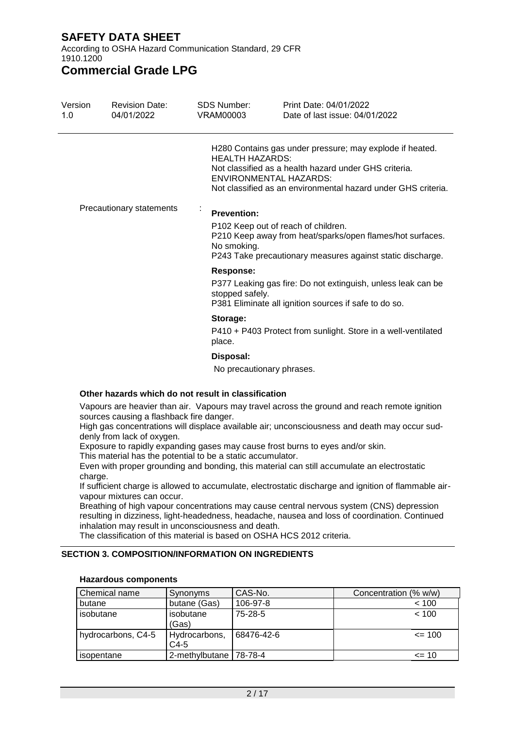H280 Contains gas under pressure; may explode if heated.
HEALTH HAZARDS:
Not classified as a health hazard under GHS criteria.
ENVIRONMENTAL HAZARDS:
Not classified as an environmental hazard under GHS criteria.

Precautionary statements :

**Prevention:**

P102 Keep out of reach of children.
P210 Keep away from heat/sparks/open flames/hot surfaces. No smoking.
P243 Take precautionary measures against static discharge.

**Response:**

P377 Leaking gas fire: Do not extinguish, unless leak can be stopped safely.
P381 Eliminate all ignition sources if safe to do so.

**Storage:**

P410 + P403 Protect from sunlight. Store in a well-ventilated place.

**Disposal:**

No precautionary phrases.

**Other hazards which do not result in classification**

Vapours are heavier than air. Vapours may travel across the ground and reach remote ignition sources causing a flashback fire danger.
High gas concentrations will displace available air; unconsciousness and death may occur suddenly from lack of oxygen.
Exposure to rapidly expanding gases may cause frost burns to eyes and/or skin.
This material has the potential to be a static accumulator.
Even with proper grounding and bonding, this material can still accumulate an electrostatic charge.
If sufficient charge is allowed to accumulate, electrostatic discharge and ignition of flammable air-vapour mixtures can occur.
Breathing of high vapour concentrations may cause central nervous system (CNS) depression resulting in dizziness, light-headedness, headache, nausea and loss of coordination. Continued inhalation may result in unconsciousness and death.
The classification of this material is based on OSHA HCS 2012 criteria.

## SECTION 3. COMPOSITION/INFORMATION ON INGREDIENTS

**Hazardous components**

| Chemical name | Synonyms | CAS-No. | Concentration (% w/w) |
|---|---|---|---|
| butane | butane (Gas) | 106-97-8 | < 100 |
| isobutane | isobutane (Gas) | 75-28-5 | < 100 |
| hydrocarbons, C4-5 | Hydrocarbons, C4-5 | 68476-42-6 | <= 100 |
| isopentane | 2-methylbutane | 78-78-4 | <= 10 |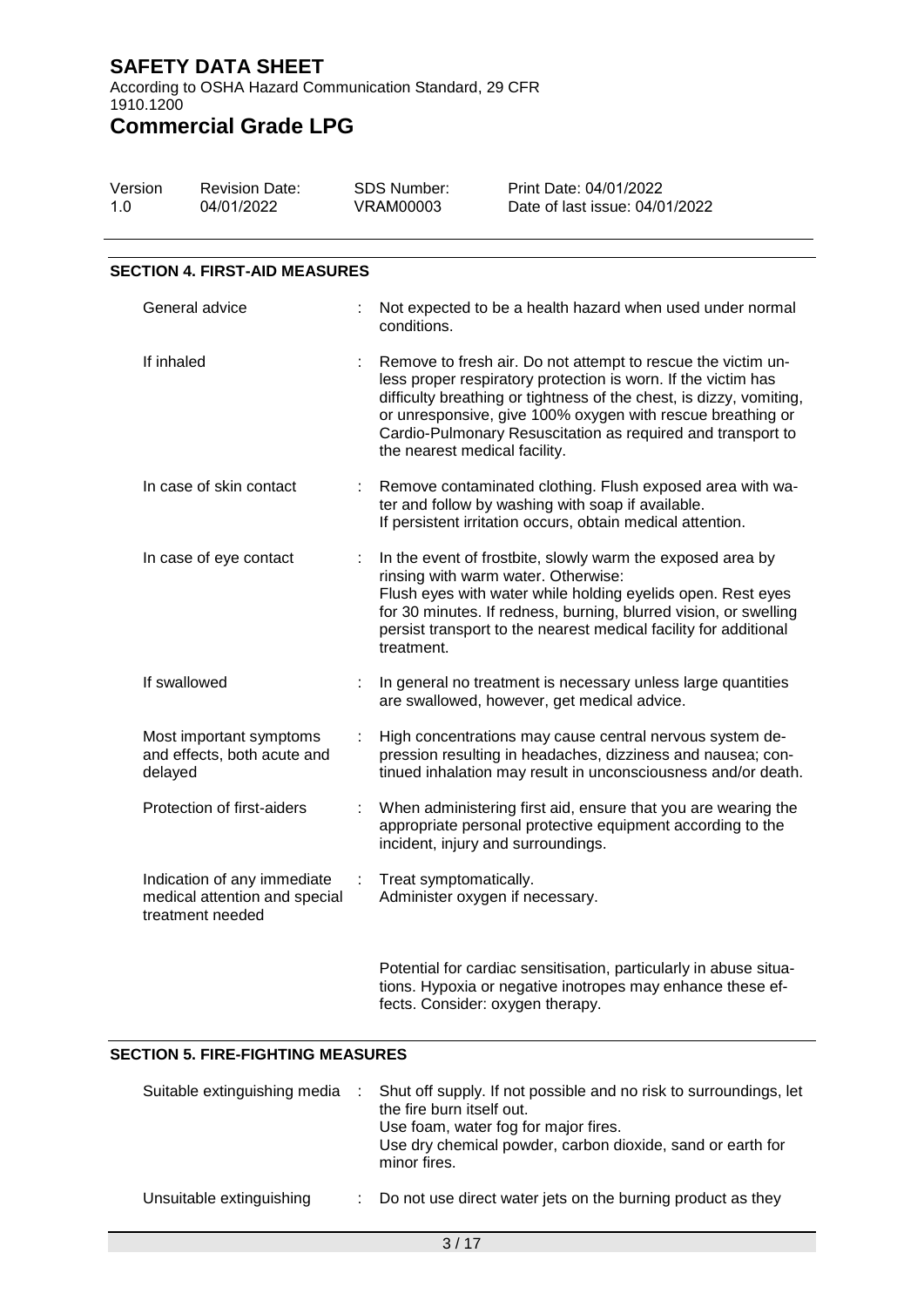## SECTION 4. FIRST-AID MEASURES

| | |
|---|---|
| General advice | Not expected to be a health hazard when used under normal conditions. |
| If inhaled | Remove to fresh air. Do not attempt to rescue the victim unless proper respiratory protection is worn. If the victim has difficulty breathing or tightness of the chest, is dizzy, vomiting, or unresponsive, give 100% oxygen with rescue breathing or Cardio-Pulmonary Resuscitation as required and transport to the nearest medical facility. |
| In case of skin contact | Remove contaminated clothing. Flush exposed area with water and follow by washing with soap if available.<br>If persistent irritation occurs, obtain medical attention. |
| In case of eye contact | In the event of frostbite, slowly warm the exposed area by rinsing with warm water. Otherwise:<br>Flush eyes with water while holding eyelids open. Rest eyes for 30 minutes. If redness, burning, blurred vision, or swelling persist transport to the nearest medical facility for additional treatment. |
| If swallowed | In general no treatment is necessary unless large quantities are swallowed, however, get medical advice. |
| Most important symptoms and effects, both acute and delayed | High concentrations may cause central nervous system depression resulting in headaches, dizziness and nausea; continued inhalation may result in unconsciousness and/or death. |
| Protection of first-aiders | When administering first aid, ensure that you are wearing the appropriate personal protective equipment according to the incident, injury and surroundings. |
| Indication of any immediate medical attention and special treatment needed | Treat symptomatically.<br>Administer oxygen if necessary.<br><br>Potential for cardiac sensitisation, particularly in abuse situations. Hypoxia or negative inotropes may enhance these effects. Consider: oxygen therapy. |

## SECTION 5. FIRE-FIGHTING MEASURES

| | |
|---|---|
| Suitable extinguishing media | Shut off supply. If not possible and no risk to surroundings, let the fire burn itself out.<br>Use foam, water fog for major fires.<br>Use dry chemical powder, carbon dioxide, sand or earth for minor fires. |
| Unsuitable extinguishing | Do not use direct water jets on the burning product as they |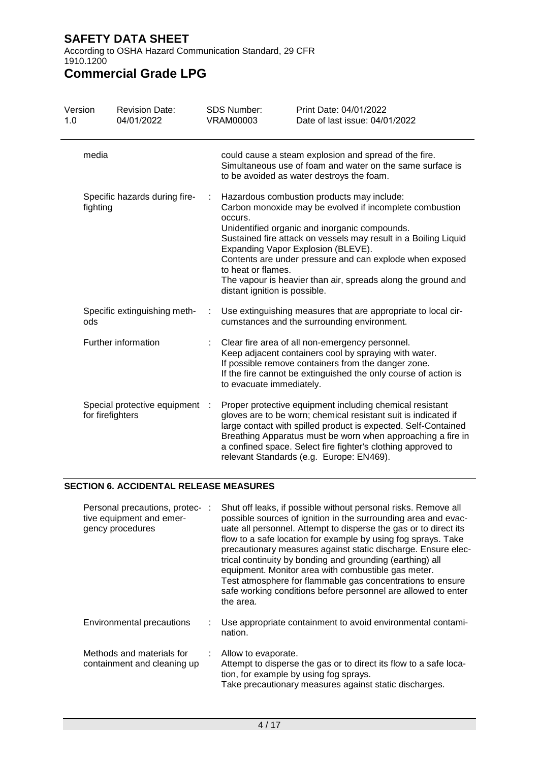| | | |
|---|---|---|
| media | | could cause a steam explosion and spread of the fire. Simultaneous use of foam and water on the same surface is to be avoided as water destroys the foam. |
| Specific hazards during fire-fighting | : | Hazardous combustion products may include: Carbon monoxide may be evolved if incomplete combustion occurs. Unidentified organic and inorganic compounds. Sustained fire attack on vessels may result in a Boiling Liquid Expanding Vapor Explosion (BLEVE). Contents are under pressure and can explode when exposed to heat or flames. The vapour is heavier than air, spreads along the ground and distant ignition is possible. |
| Specific extinguishing methods | : | Use extinguishing measures that are appropriate to local circumstances and the surrounding environment. |
| Further information | : | Clear fire area of all non-emergency personnel. Keep adjacent containers cool by spraying with water. If possible remove containers from the danger zone. If the fire cannot be extinguished the only course of action is to evacuate immediately. |
| Special protective equipment for firefighters | : | Proper protective equipment including chemical resistant gloves are to be worn; chemical resistant suit is indicated if large contact with spilled product is expected. Self-Contained Breathing Apparatus must be worn when approaching a fire in a confined space. Select fire fighter's clothing approved to relevant Standards (e.g. Europe: EN469). |

## SECTION 6. ACCIDENTAL RELEASE MEASURES

| | | |
|---|---|---|
| Personal precautions, protective equipment and emergency procedures | : | Shut off leaks, if possible without personal risks. Remove all possible sources of ignition in the surrounding area and evacuate all personnel. Attempt to disperse the gas or to direct its flow to a safe location for example by using fog sprays. Take precautionary measures against static discharge. Ensure electrical continuity by bonding and grounding (earthing) all equipment. Monitor area with combustible gas meter. Test atmosphere for flammable gas concentrations to ensure safe working conditions before personnel are allowed to enter the area. |
| Environmental precautions | : | Use appropriate containment to avoid environmental contamination. |
| Methods and materials for containment and cleaning up | : | Allow to evaporate. Attempt to disperse the gas or to direct its flow to a safe location, for example by using fog sprays. Take precautionary measures against static discharges. |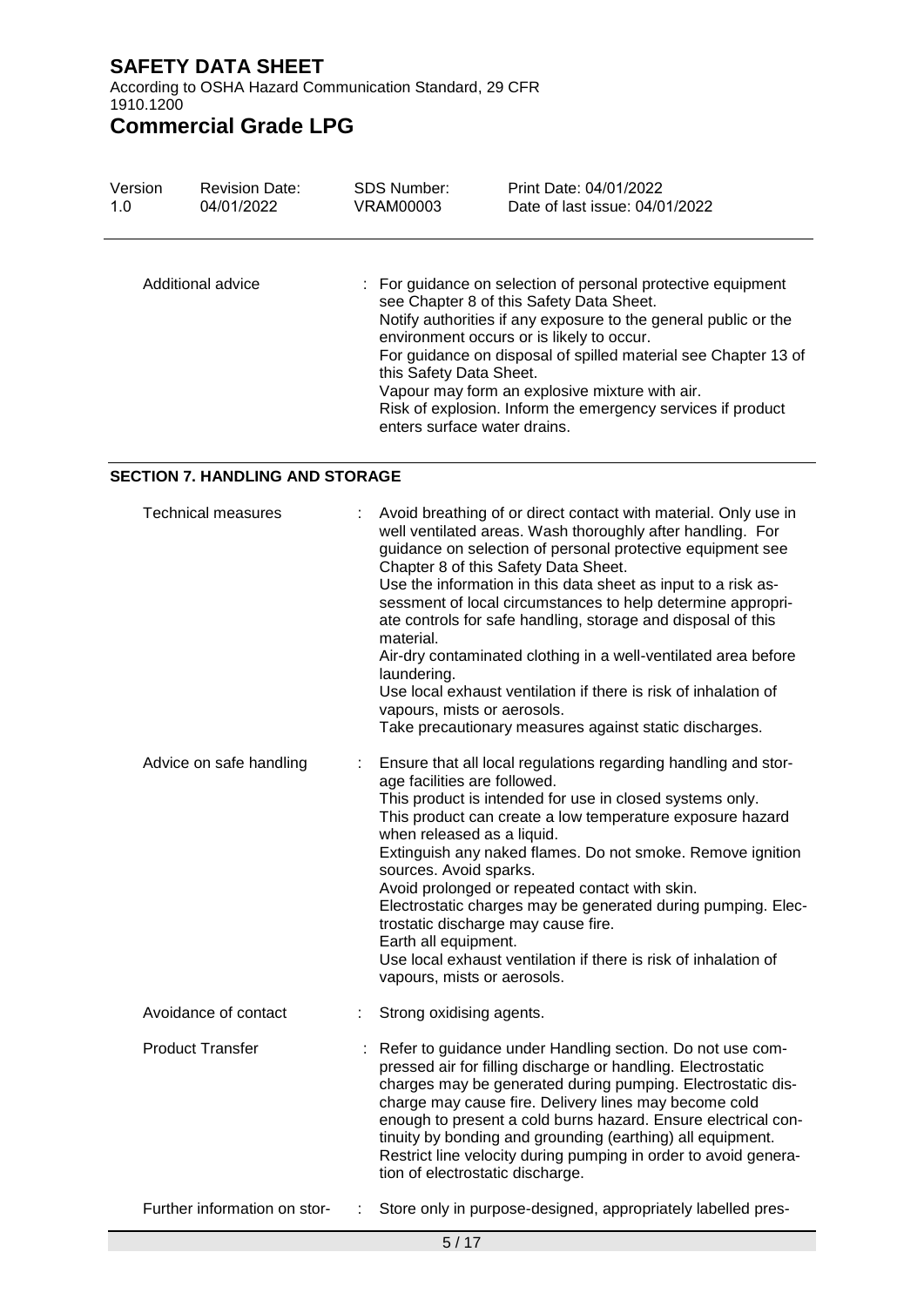| | |
|---|---|
| Additional advice | : For guidance on selection of personal protective equipment see Chapter 8 of this Safety Data Sheet.<br>Notify authorities if any exposure to the general public or the environment occurs or is likely to occur.<br>For guidance on disposal of spilled material see Chapter 13 of this Safety Data Sheet.<br>Vapour may form an explosive mixture with air.<br>Risk of explosion. Inform the emergency services if product enters surface water drains. |

## SECTION 7. HANDLING AND STORAGE

| | |
|---|---|
| Technical measures | : Avoid breathing of or direct contact with material. Only use in well ventilated areas. Wash thoroughly after handling. For guidance on selection of personal protective equipment see Chapter 8 of this Safety Data Sheet.<br>Use the information in this data sheet as input to a risk assessment of local circumstances to help determine appropriate controls for safe handling, storage and disposal of this material.<br>Air-dry contaminated clothing in a well-ventilated area before laundering.<br>Use local exhaust ventilation if there is risk of inhalation of vapours, mists or aerosols.<br>Take precautionary measures against static discharges. |
| Advice on safe handling | : Ensure that all local regulations regarding handling and storage facilities are followed.<br>This product is intended for use in closed systems only.<br>This product can create a low temperature exposure hazard when released as a liquid.<br>Extinguish any naked flames. Do not smoke. Remove ignition sources. Avoid sparks.<br>Avoid prolonged or repeated contact with skin.<br>Electrostatic charges may be generated during pumping. Electrostatic discharge may cause fire.<br>Earth all equipment.<br>Use local exhaust ventilation if there is risk of inhalation of vapours, mists or aerosols. |
| Avoidance of contact | : Strong oxidising agents. |
| Product Transfer | : Refer to guidance under Handling section. Do not use compressed air for filling discharge or handling. Electrostatic charges may be generated during pumping. Electrostatic discharge may cause fire. Delivery lines may become cold enough to present a cold burns hazard. Ensure electrical continuity by bonding and grounding (earthing) all equipment. Restrict line velocity during pumping in order to avoid generation of electrostatic discharge. |
| Further information on stor- | : Store only in purpose-designed, appropriately labelled pres- |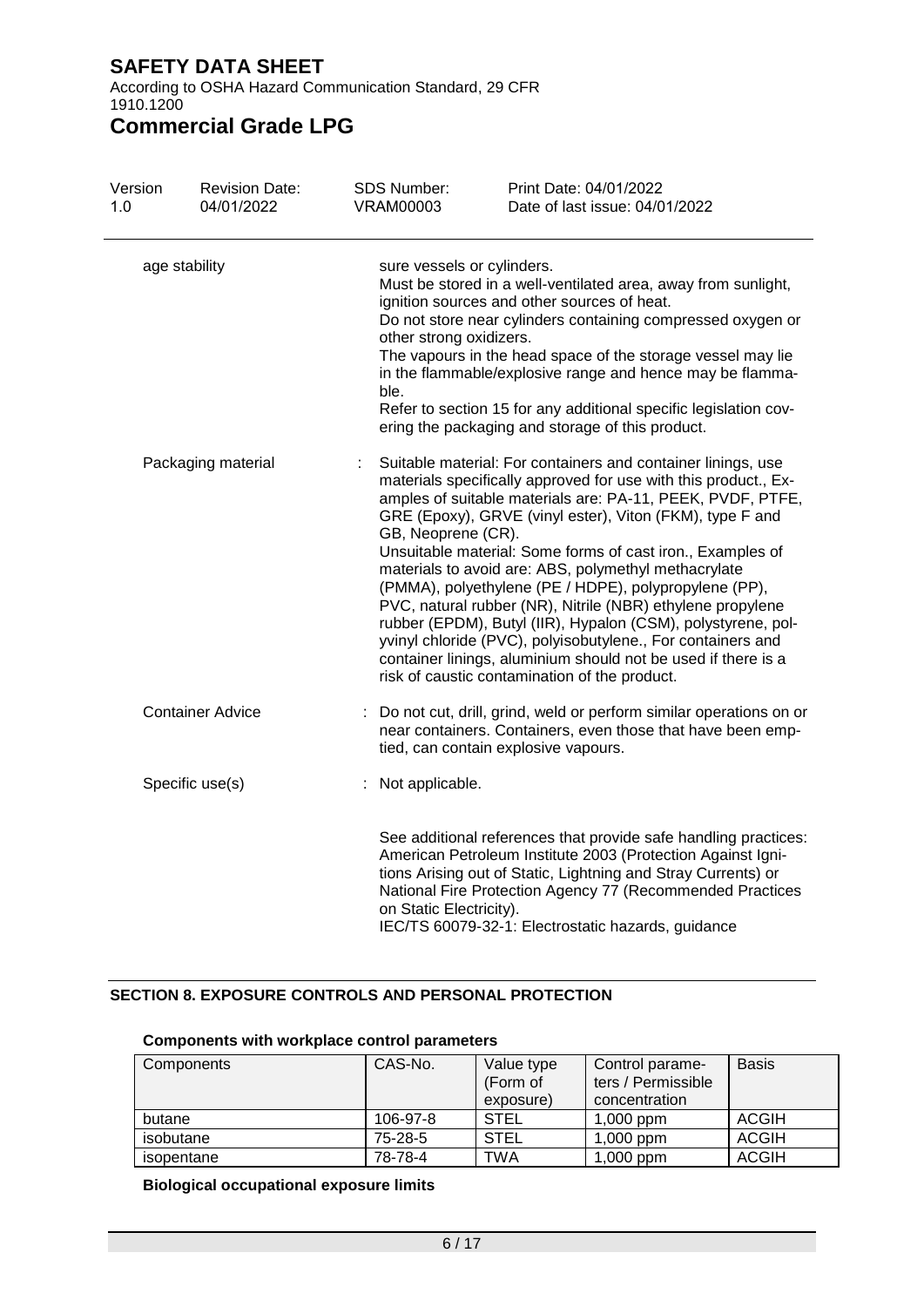| | |
|---|---|
| age stability | sure vessels or cylinders.<br>Must be stored in a well-ventilated area, away from sunlight, ignition sources and other sources of heat.<br>Do not store near cylinders containing compressed oxygen or other strong oxidizers.<br>The vapours in the head space of the storage vessel may lie in the flammable/explosive range and hence may be flammable.<br>Refer to section 15 for any additional specific legislation covering the packaging and storage of this product. |
| Packaging material | : Suitable material: For containers and container linings, use materials specifically approved for use with this product., Examples of suitable materials are: PA-11, PEEK, PVDF, PTFE, GRE (Epoxy), GRVE (vinyl ester), Viton (FKM), type F and GB, Neoprene (CR).<br>Unsuitable material: Some forms of cast iron., Examples of materials to avoid are: ABS, polymethyl methacrylate (PMMA), polyethylene (PE / HDPE), polypropylene (PP), PVC, natural rubber (NR), Nitrile (NBR) ethylene propylene rubber (EPDM), Butyl (IIR), Hypalon (CSM), polystyrene, polyvinyl chloride (PVC), polyisobutylene., For containers and container linings, aluminium should not be used if there is a risk of caustic contamination of the product. |
| Container Advice | : Do not cut, drill, grind, weld or perform similar operations on or near containers. Containers, even those that have been emptied, can contain explosive vapours. |
| Specific use(s) | : Not applicable. |

See additional references that provide safe handling practices: American Petroleum Institute 2003 (Protection Against Ignitions Arising out of Static, Lightning and Stray Currents) or National Fire Protection Agency 77 (Recommended Practices on Static Electricity).
IEC/TS 60079-32-1: Electrostatic hazards, guidance

## SECTION 8. EXPOSURE CONTROLS AND PERSONAL PROTECTION

**Components with workplace control parameters**

| Components | CAS-No. | Value type (Form of exposure) | Control parameters / Permissible concentration | Basis |
|---|---|---|---|---|
| butane | 106-97-8 | STEL | 1,000 ppm | ACGIH |
| isobutane | 75-28-5 | STEL | 1,000 ppm | ACGIH |
| isopentane | 78-78-4 | TWA | 1,000 ppm | ACGIH |

**Biological occupational exposure limits**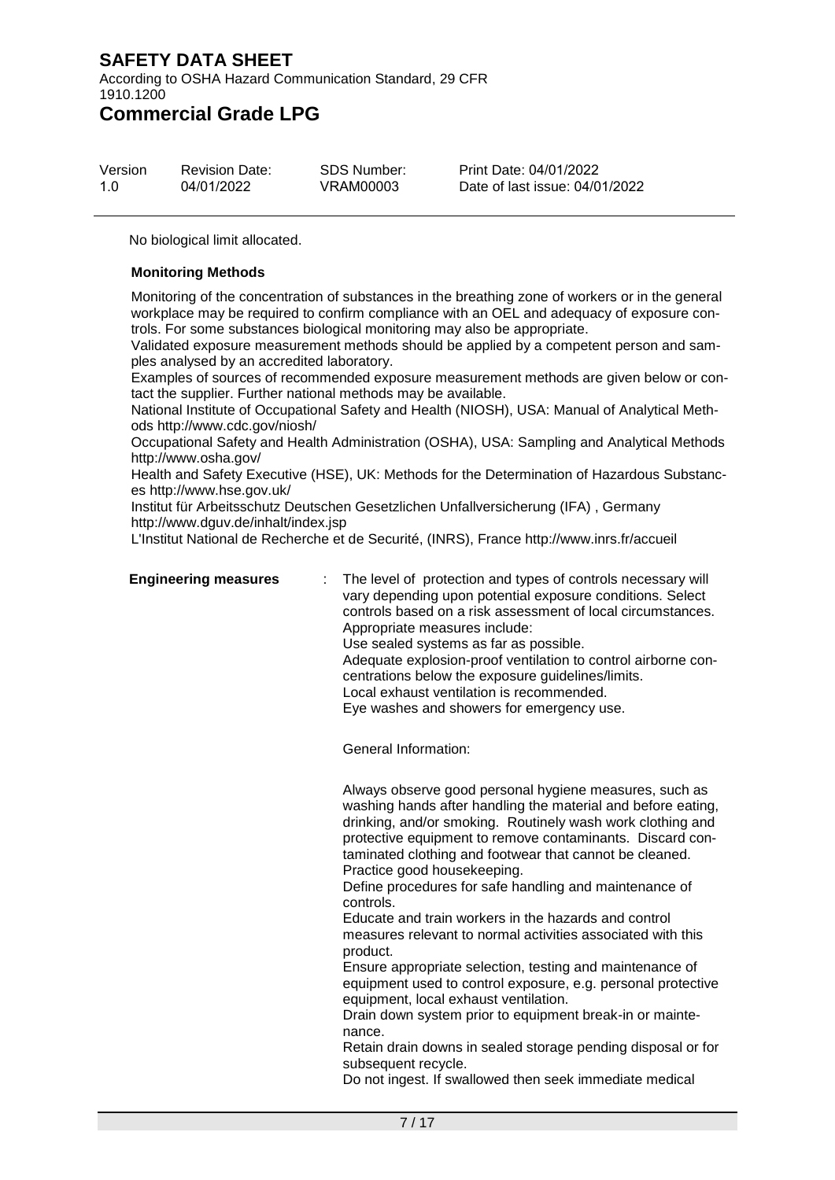No biological limit allocated.

**Monitoring Methods**

Monitoring of the concentration of substances in the breathing zone of workers or in the general workplace may be required to confirm compliance with an OEL and adequacy of exposure controls. For some substances biological monitoring may also be appropriate.
Validated exposure measurement methods should be applied by a competent person and samples analysed by an accredited laboratory.
Examples of sources of recommended exposure measurement methods are given below or contact the supplier. Further national methods may be available.
National Institute of Occupational Safety and Health (NIOSH), USA: Manual of Analytical Methods http://www.cdc.gov/niosh/
Occupational Safety and Health Administration (OSHA), USA: Sampling and Analytical Methods http://www.osha.gov/
Health and Safety Executive (HSE), UK: Methods for the Determination of Hazardous Substances http://www.hse.gov.uk/
Institut für Arbeitsschutz Deutschen Gesetzlichen Unfallversicherung (IFA) , Germany http://www.dguv.de/inhalt/index.jsp
L'Institut National de Recherche et de Securité, (INRS), France http://www.inrs.fr/accueil

**Engineering measures** : The level of protection and types of controls necessary will vary depending upon potential exposure conditions. Select controls based on a risk assessment of local circumstances.
Appropriate measures include:
Use sealed systems as far as possible.
Adequate explosion-proof ventilation to control airborne concentrations below the exposure guidelines/limits.
Local exhaust ventilation is recommended.
Eye washes and showers for emergency use.

General Information:

Always observe good personal hygiene measures, such as washing hands after handling the material and before eating, drinking, and/or smoking. Routinely wash work clothing and protective equipment to remove contaminants. Discard contaminated clothing and footwear that cannot be cleaned.
Practice good housekeeping.
Define procedures for safe handling and maintenance of controls.
Educate and train workers in the hazards and control measures relevant to normal activities associated with this product.
Ensure appropriate selection, testing and maintenance of equipment used to control exposure, e.g. personal protective equipment, local exhaust ventilation.
Drain down system prior to equipment break-in or maintenance.
Retain drain downs in sealed storage pending disposal or for subsequent recycle.
Do not ingest. If swallowed then seek immediate medical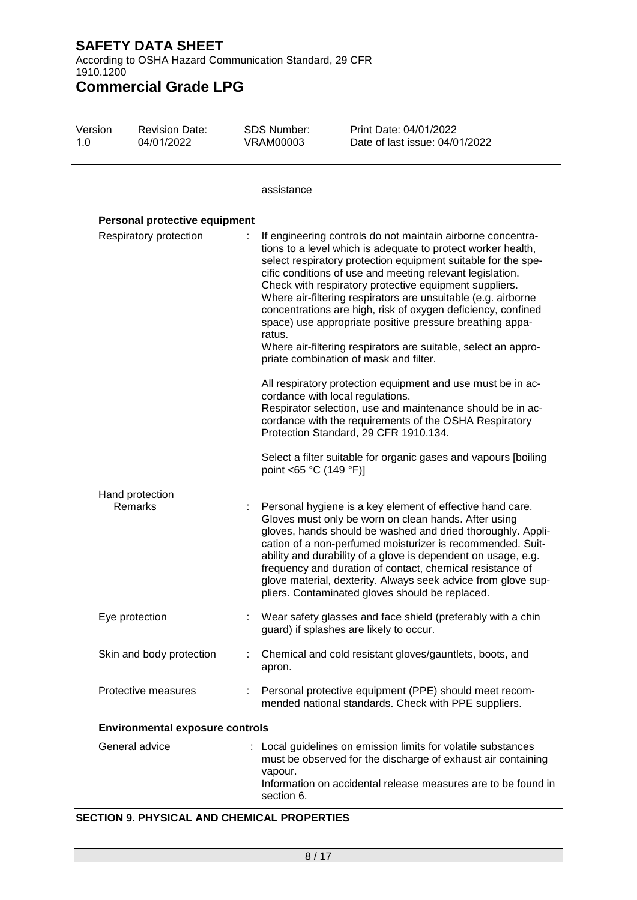assistance

**Personal protective equipment**

Respiratory protection : If engineering controls do not maintain airborne concentrations to a level which is adequate to protect worker health, select respiratory protection equipment suitable for the specific conditions of use and meeting relevant legislation. Check with respiratory protective equipment suppliers. Where air-filtering respirators are unsuitable (e.g. airborne concentrations are high, risk of oxygen deficiency, confined space) use appropriate positive pressure breathing apparatus.
Where air-filtering respirators are suitable, select an appropriate combination of mask and filter.

All respiratory protection equipment and use must be in accordance with local regulations.
Respirator selection, use and maintenance should be in accordance with the requirements of the OSHA Respiratory Protection Standard, 29 CFR 1910.134.

Select a filter suitable for organic gases and vapours [boiling point <65 °C (149 °F)]

Hand protection

Remarks : Personal hygiene is a key element of effective hand care. Gloves must only be worn on clean hands. After using gloves, hands should be washed and dried thoroughly. Application of a non-perfumed moisturizer is recommended. Suitability and durability of a glove is dependent on usage, e.g. frequency and duration of contact, chemical resistance of glove material, dexterity. Always seek advice from glove suppliers. Contaminated gloves should be replaced.

Eye protection : Wear safety glasses and face shield (preferably with a chin guard) if splashes are likely to occur.

Skin and body protection : Chemical and cold resistant gloves/gauntlets, boots, and apron.

Protective measures : Personal protective equipment (PPE) should meet recommended national standards. Check with PPE suppliers.

**Environmental exposure controls**

General advice : Local guidelines on emission limits for volatile substances must be observed for the discharge of exhaust air containing vapour.
Information on accidental release measures are to be found in section 6.

**SECTION 9. PHYSICAL AND CHEMICAL PROPERTIES**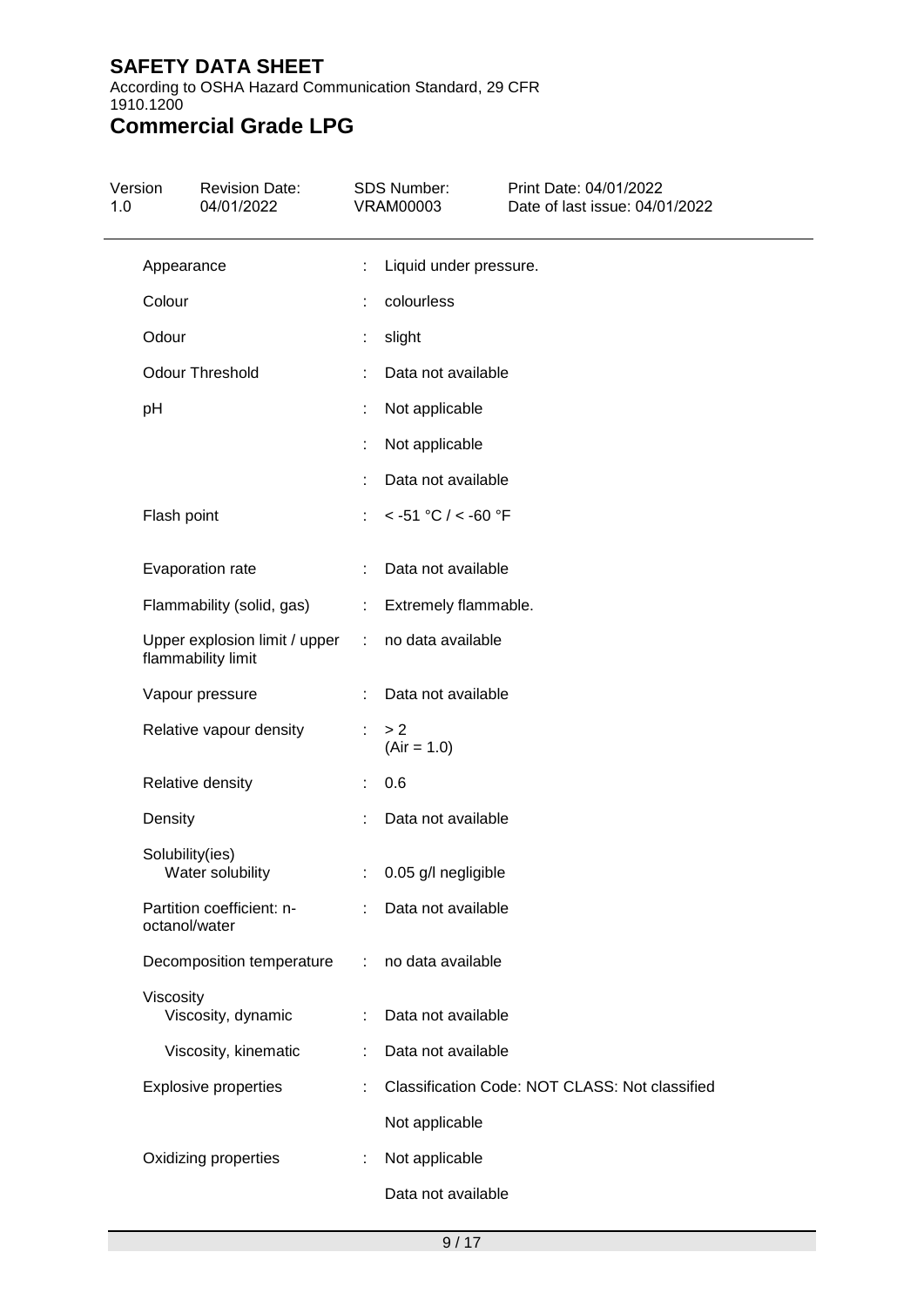# SAFETY DATA SHEET

According to OSHA Hazard Communication Standard, 29 CFR 1910.1200

# Commercial Grade LPG

| Version | Revision Date: | SDS Number: | Print Date: 04/01/2022 |
|---|---|---|---|
| 1.0 | 04/01/2022 | VRAM00003 | Date of last issue: 04/01/2022 |

| | | |
|---|---|---|
| Appearance | : | Liquid under pressure. |
| Colour | : | colourless |
| Odour | : | slight |
| Odour Threshold | : | Data not available |
| pH | : | Not applicable |
| | : | Not applicable |
| | : | Data not available |
| Flash point | : | < -51 °C / < -60 °F |
| Evaporation rate | : | Data not available |
| Flammability (solid, gas) | : | Extremely flammable. |
| Upper explosion limit / upper flammability limit | : | no data available |
| Vapour pressure | : | Data not available |
| Relative vapour density | : | > 2 (Air = 1.0) |
| Relative density | : | 0.6 |
| Density | : | Data not available |
| Solubility(ies) | | |
| Water solubility | : | 0.05 g/l negligible |
| Partition coefficient: n-octanol/water | : | Data not available |
| Decomposition temperature | : | no data available |
| Viscosity | | |
| Viscosity, dynamic | : | Data not available |
| Viscosity, kinematic | : | Data not available |
| Explosive properties | : | Classification Code: NOT CLASS: Not classified |
| | | Not applicable |
| Oxidizing properties | : | Not applicable |
| | | Data not available |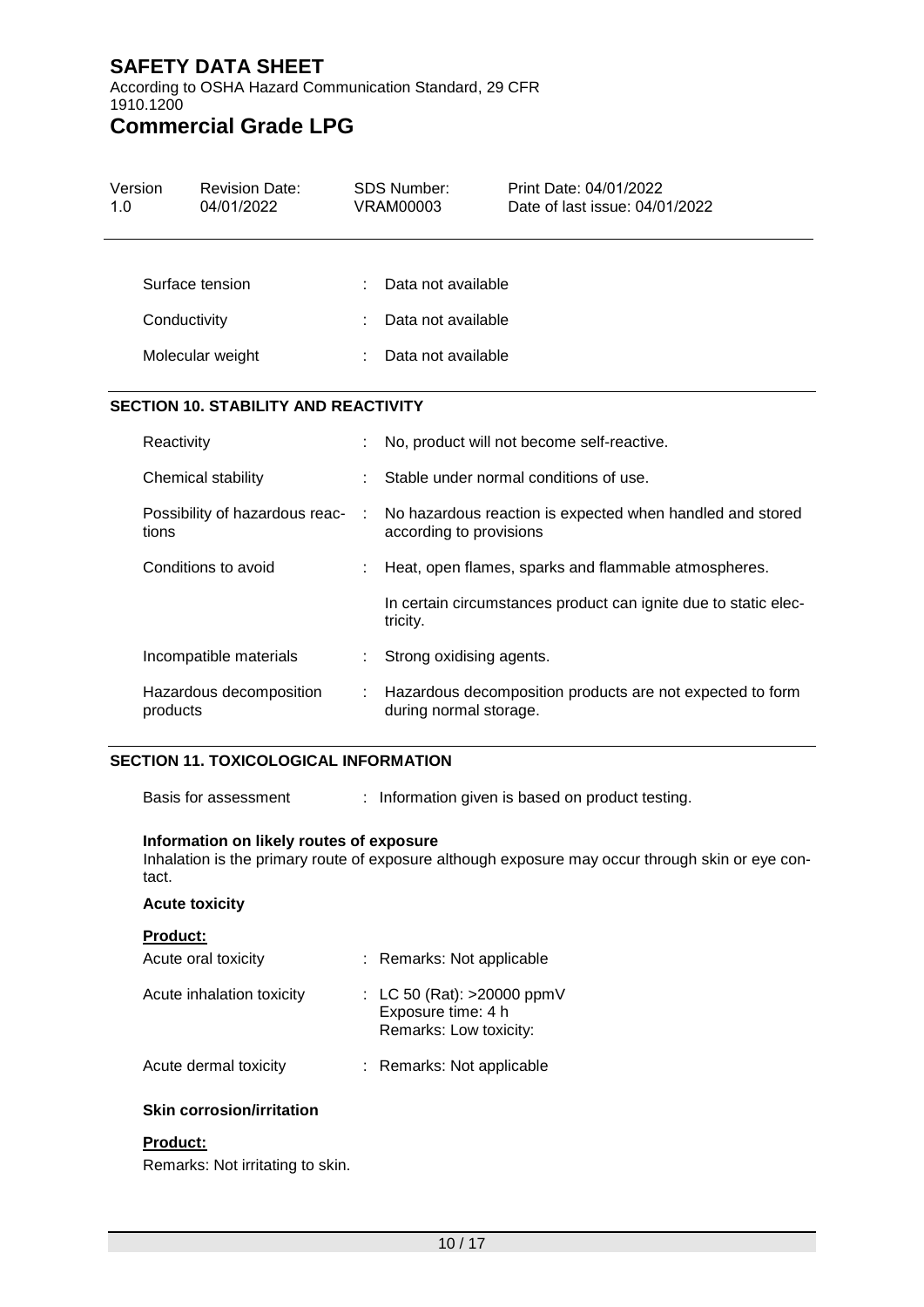| | |
|---|---|
| Surface tension | : Data not available |
| Conductivity | : Data not available |
| Molecular weight | : Data not available |

## SECTION 10. STABILITY AND REACTIVITY

| | |
|---|---|
| Reactivity | : No, product will not become self-reactive. |
| Chemical stability | : Stable under normal conditions of use. |
| Possibility of hazardous reactions | : No hazardous reaction is expected when handled and stored according to provisions |
| Conditions to avoid | : Heat, open flames, sparks and flammable atmospheres.<br>In certain circumstances product can ignite due to static electricity. |
| Incompatible materials | : Strong oxidising agents. |
| Hazardous decomposition products | : Hazardous decomposition products are not expected to form during normal storage. |

## SECTION 11. TOXICOLOGICAL INFORMATION

| | |
|---|---|
| Basis for assessment | : Information given is based on product testing. |

**Information on likely routes of exposure**

Inhalation is the primary route of exposure although exposure may occur through skin or eye contact.

**Acute toxicity**

**Product:**

| | |
|---|---|
| Acute oral toxicity | : Remarks: Not applicable |
| Acute inhalation toxicity | : LC 50 (Rat): >20000 ppmV<br>Exposure time: 4 h<br>Remarks: Low toxicity: |
| Acute dermal toxicity | : Remarks: Not applicable |

**Skin corrosion/irritation**

**Product:**

Remarks: Not irritating to skin.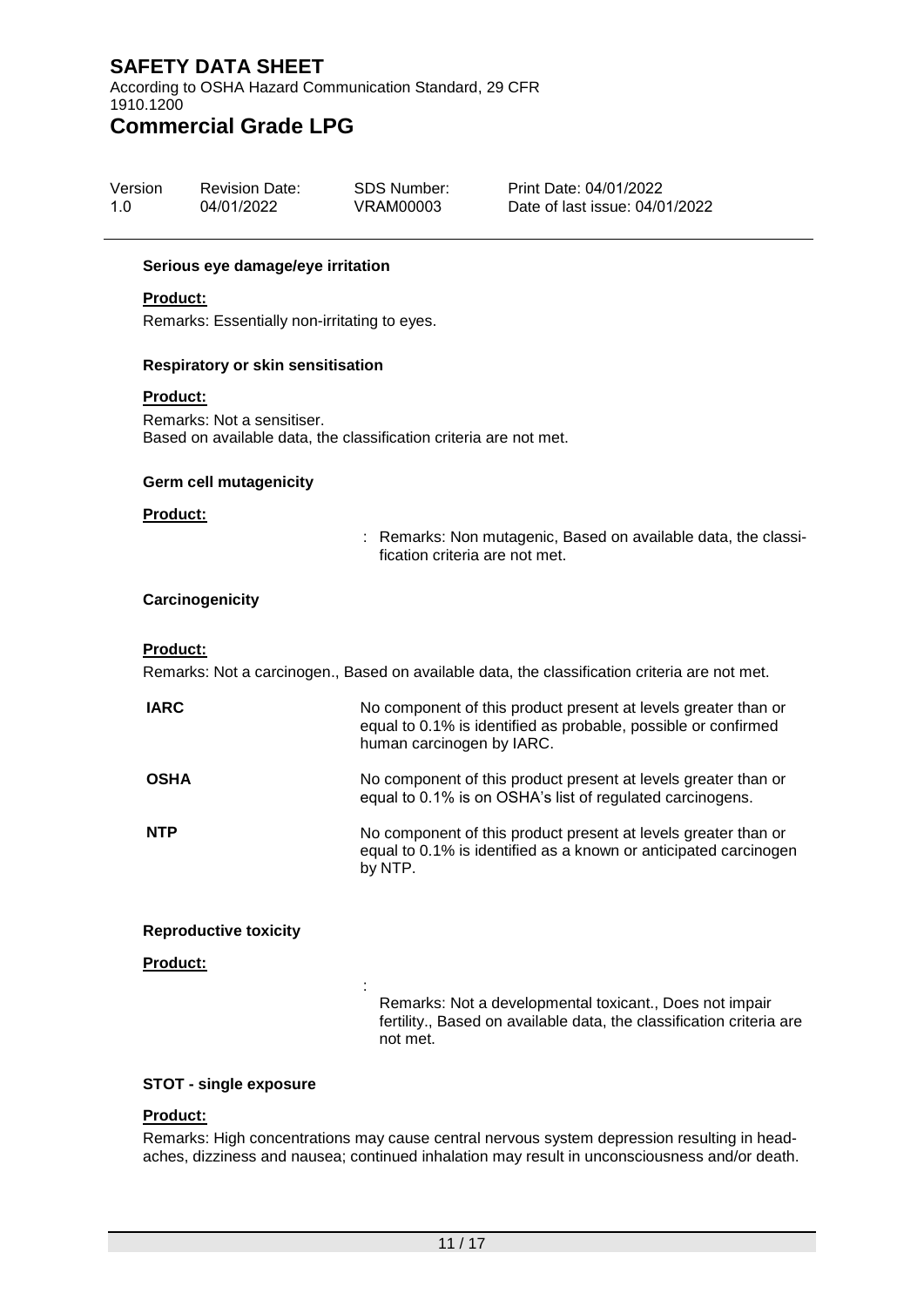**Serious eye damage/eye irritation**

**Product:**

Remarks: Essentially non-irritating to eyes.

**Respiratory or skin sensitisation**

**Product:**

Remarks: Not a sensitiser.
Based on available data, the classification criteria are not met.

**Germ cell mutagenicity**

**Product:**

: Remarks: Non mutagenic, Based on available data, the classification criteria are not met.

**Carcinogenicity**

**Product:**

Remarks: Not a carcinogen., Based on available data, the classification criteria are not met.

| | |
|---|---|
| **IARC** | No component of this product present at levels greater than or equal to 0.1% is identified as probable, possible or confirmed human carcinogen by IARC. |
| **OSHA** | No component of this product present at levels greater than or equal to 0.1% is on OSHA's list of regulated carcinogens. |
| **NTP** | No component of this product present at levels greater than or equal to 0.1% is identified as a known or anticipated carcinogen by NTP. |

**Reproductive toxicity**

**Product:**

: Remarks: Not a developmental toxicant., Does not impair fertility., Based on available data, the classification criteria are not met.

**STOT - single exposure**

**Product:**

Remarks: High concentrations may cause central nervous system depression resulting in headaches, dizziness and nausea; continued inhalation may result in unconsciousness and/or death.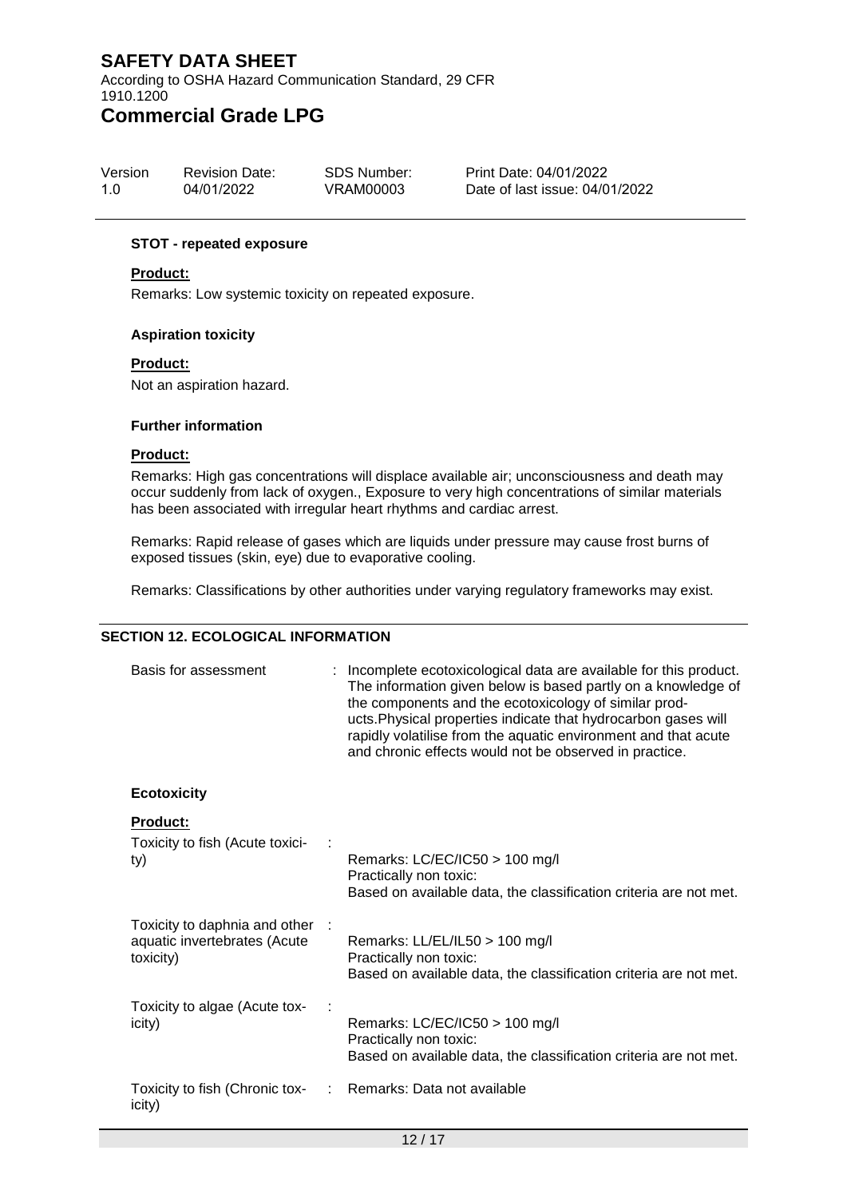#### STOT - repeated exposure

**Product:**

Remarks: Low systemic toxicity on repeated exposure.

#### Aspiration toxicity

**Product:**

Not an aspiration hazard.

#### Further information

**Product:**

Remarks: High gas concentrations will displace available air; unconsciousness and death may occur suddenly from lack of oxygen., Exposure to very high concentrations of similar materials has been associated with irregular heart rhythms and cardiac arrest.

Remarks: Rapid release of gases which are liquids under pressure may cause frost burns of exposed tissues (skin, eye) due to evaporative cooling.

Remarks: Classifications by other authorities under varying regulatory frameworks may exist.

## SECTION 12. ECOLOGICAL INFORMATION

Basis for assessment : Incomplete ecotoxicological data are available for this product. The information given below is based partly on a knowledge of the components and the ecotoxicology of similar products.Physical properties indicate that hydrocarbon gases will rapidly volatilise from the aquatic environment and that acute and chronic effects would not be observed in practice.

#### Ecotoxicity

**Product:**

Toxicity to fish (Acute toxicity) : Remarks: LC/EC/IC50 > 100 mg/l
Practically non toxic:
Based on available data, the classification criteria are not met.

Toxicity to daphnia and other aquatic invertebrates (Acute toxicity) : Remarks: LL/EL/IL50 > 100 mg/l
Practically non toxic:
Based on available data, the classification criteria are not met.

Toxicity to algae (Acute toxicity) : Remarks: LC/EC/IC50 > 100 mg/l
Practically non toxic:
Based on available data, the classification criteria are not met.

Toxicity to fish (Chronic toxicity) : Remarks: Data not available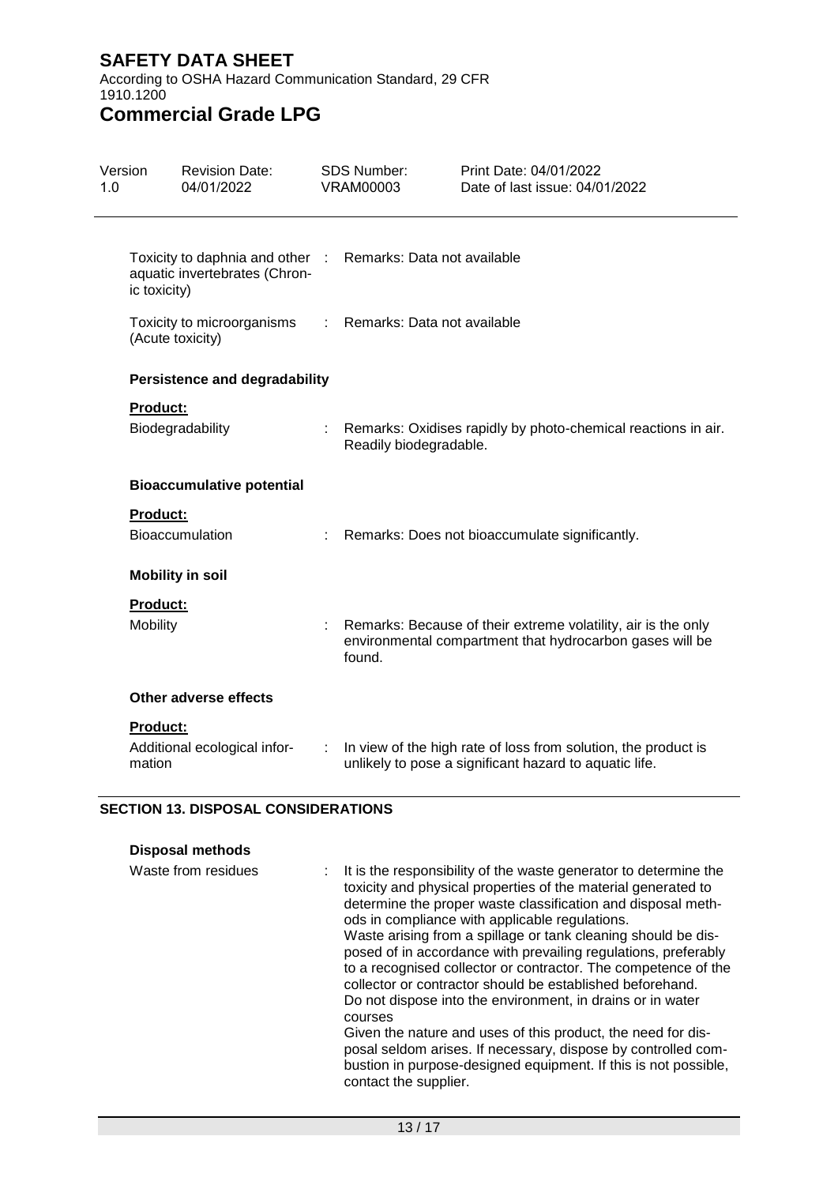| | | |
|---|---|---|
| Toxicity to daphnia and other aquatic invertebrates (Chronic toxicity) | : | Remarks: Data not available |
| Toxicity to microorganisms (Acute toxicity) | : | Remarks: Data not available |

### Persistence and degradability

**Product:**

| | | |
|---|---|---|
| Biodegradability | : | Remarks: Oxidises rapidly by photo-chemical reactions in air. Readily biodegradable. |

### Bioaccumulative potential

**Product:**

| | | |
|---|---|---|
| Bioaccumulation | : | Remarks: Does not bioaccumulate significantly. |

### Mobility in soil

**Product:**

| | | |
|---|---|---|
| Mobility | : | Remarks: Because of their extreme volatility, air is the only environmental compartment that hydrocarbon gases will be found. |

### Other adverse effects

**Product:**

| | | |
|---|---|---|
| Additional ecological information | : | In view of the high rate of loss from solution, the product is unlikely to pose a significant hazard to aquatic life. |

## SECTION 13. DISPOSAL CONSIDERATIONS

### Disposal methods

| | | |
|---|---|---|
| Waste from residues | : | It is the responsibility of the waste generator to determine the toxicity and physical properties of the material generated to determine the proper waste classification and disposal methods in compliance with applicable regulations.<br>Waste arising from a spillage or tank cleaning should be disposed of in accordance with prevailing regulations, preferably to a recognised collector or contractor. The competence of the collector or contractor should be established beforehand.<br>Do not dispose into the environment, in drains or in water courses<br>Given the nature and uses of this product, the need for disposal seldom arises. If necessary, dispose by controlled combustion in purpose-designed equipment. If this is not possible, contact the supplier. |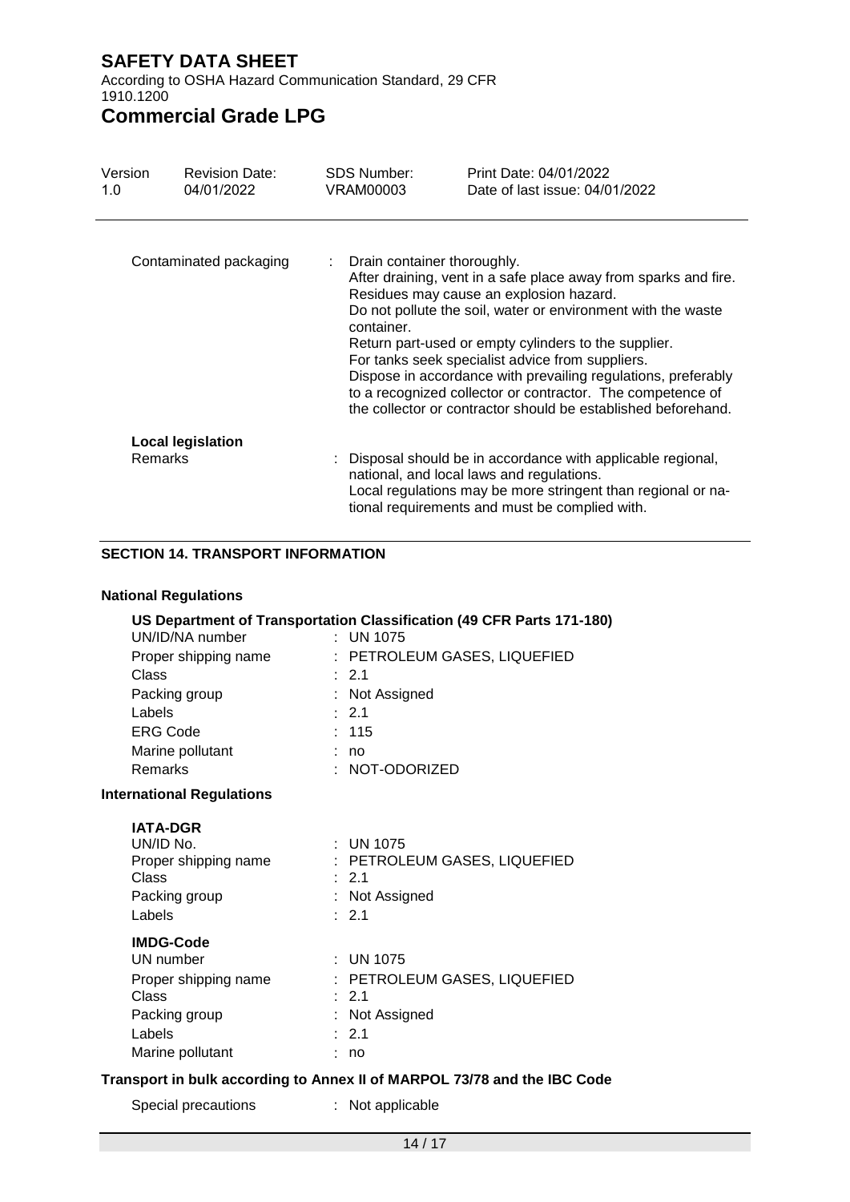Contaminated packaging : Drain container thoroughly.
After draining, vent in a safe place away from sparks and fire.
Residues may cause an explosion hazard.
Do not pollute the soil, water or environment with the waste container.
Return part-used or empty cylinders to the supplier.
For tanks seek specialist advice from suppliers.
Dispose in accordance with prevailing regulations, preferably to a recognized collector or contractor. The competence of the collector or contractor should be established beforehand.

**Local legislation**

Remarks : Disposal should be in accordance with applicable regional, national, and local laws and regulations.
Local regulations may be more stringent than regional or national requirements and must be complied with.

## SECTION 14. TRANSPORT INFORMATION

**National Regulations**

**US Department of Transportation Classification (49 CFR Parts 171-180)**

| | |
|---|---|
| UN/ID/NA number | : UN 1075 |
| Proper shipping name | : PETROLEUM GASES, LIQUEFIED |
| Class | : 2.1 |
| Packing group | : Not Assigned |
| Labels | : 2.1 |
| ERG Code | : 115 |
| Marine pollutant | : no |
| Remarks | : NOT-ODORIZED |

**International Regulations**

**IATA-DGR**

| | |
|---|---|
| UN/ID No. | : UN 1075 |
| Proper shipping name | : PETROLEUM GASES, LIQUEFIED |
| Class | : 2.1 |
| Packing group | : Not Assigned |
| Labels | : 2.1 |

**IMDG-Code**

| | |
|---|---|
| UN number | : UN 1075 |
| Proper shipping name | : PETROLEUM GASES, LIQUEFIED |
| Class | : 2.1 |
| Packing group | : Not Assigned |
| Labels | : 2.1 |
| Marine pollutant | : no |

**Transport in bulk according to Annex II of MARPOL 73/78 and the IBC Code**

Special precautions : Not applicable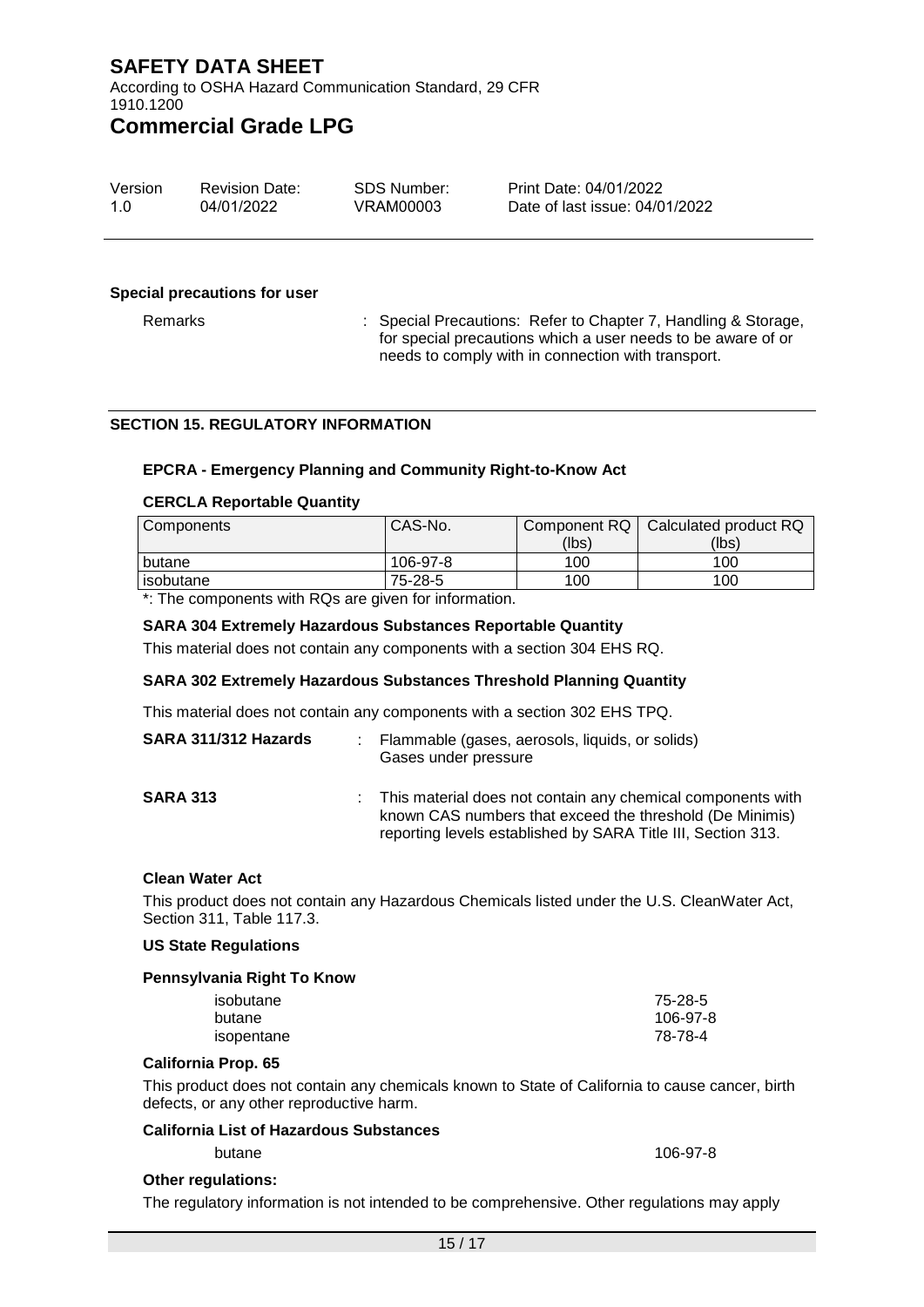**Special precautions for user**

Remarks : Special Precautions: Refer to Chapter 7, Handling & Storage, for special precautions which a user needs to be aware of or needs to comply with in connection with transport.

## SECTION 15. REGULATORY INFORMATION

### EPCRA - Emergency Planning and Community Right-to-Know Act

**CERCLA Reportable Quantity**

| Components | CAS-No. | Component RQ (lbs) | Calculated product RQ (lbs) |
|---|---|---|---|
| butane | 106-97-8 | 100 | 100 |
| isobutane | 75-28-5 | 100 | 100 |

*: The components with RQs are given for information.

**SARA 304 Extremely Hazardous Substances Reportable Quantity**

This material does not contain any components with a section 304 EHS RQ.

**SARA 302 Extremely Hazardous Substances Threshold Planning Quantity**

This material does not contain any components with a section 302 EHS TPQ.

**SARA 311/312 Hazards** : Flammable (gases, aerosols, liquids, or solids)
Gases under pressure

**SARA 313** : This material does not contain any chemical components with known CAS numbers that exceed the threshold (De Minimis) reporting levels established by SARA Title III, Section 313.

**Clean Water Act**

This product does not contain any Hazardous Chemicals listed under the U.S. CleanWater Act, Section 311, Table 117.3.

**US State Regulations**

**Pennsylvania Right To Know**

| | |
|---|---|
| isobutane | 75-28-5 |
| butane | 106-97-8 |
| isopentane | 78-78-4 |

**California Prop. 65**

This product does not contain any chemicals known to State of California to cause cancer, birth defects, or any other reproductive harm.

**California List of Hazardous Substances**

| | |
|---|---|
| butane | 106-97-8 |

**Other regulations:**

The regulatory information is not intended to be comprehensive. Other regulations may apply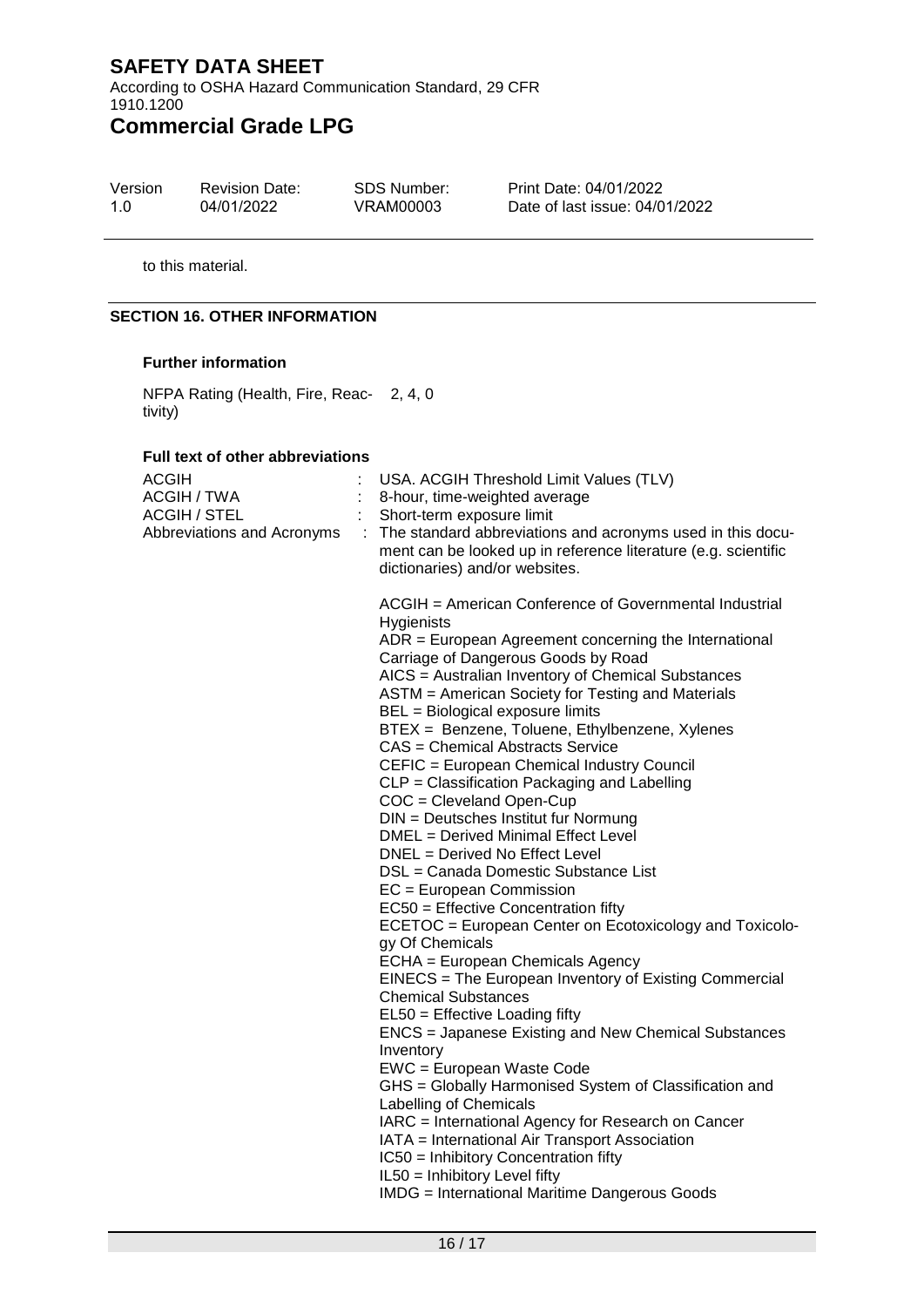to this material.

## SECTION 16. OTHER INFORMATION

### Further information

NFPA Rating (Health, Fire, Reactivity) 2, 4, 0

### Full text of other abbreviations

| | | |
|---|---|---|
| ACGIH | : | USA. ACGIH Threshold Limit Values (TLV) |
| ACGIH / TWA | : | 8-hour, time-weighted average |
| ACGIH / STEL | : | Short-term exposure limit |
| Abbreviations and Acronyms | : | The standard abbreviations and acronyms used in this document can be looked up in reference literature (e.g. scientific dictionaries) and/or websites. |

ACGIH = American Conference of Governmental Industrial Hygienists
ADR = European Agreement concerning the International Carriage of Dangerous Goods by Road
AICS = Australian Inventory of Chemical Substances
ASTM = American Society for Testing and Materials
BEL = Biological exposure limits
BTEX = Benzene, Toluene, Ethylbenzene, Xylenes
CAS = Chemical Abstracts Service
CEFIC = European Chemical Industry Council
CLP = Classification Packaging and Labelling
COC = Cleveland Open-Cup
DIN = Deutsches Institut fur Normung
DMEL = Derived Minimal Effect Level
DNEL = Derived No Effect Level
DSL = Canada Domestic Substance List
EC = European Commission
EC50 = Effective Concentration fifty
ECETOC = European Center on Ecotoxicology and Toxicology Of Chemicals
ECHA = European Chemicals Agency
EINECS = The European Inventory of Existing Commercial Chemical Substances
EL50 = Effective Loading fifty
ENCS = Japanese Existing and New Chemical Substances Inventory
EWC = European Waste Code
GHS = Globally Harmonised System of Classification and Labelling of Chemicals
IARC = International Agency for Research on Cancer
IATA = International Air Transport Association
IC50 = Inhibitory Concentration fifty
IL50 = Inhibitory Level fifty
IMDG = International Maritime Dangerous Goods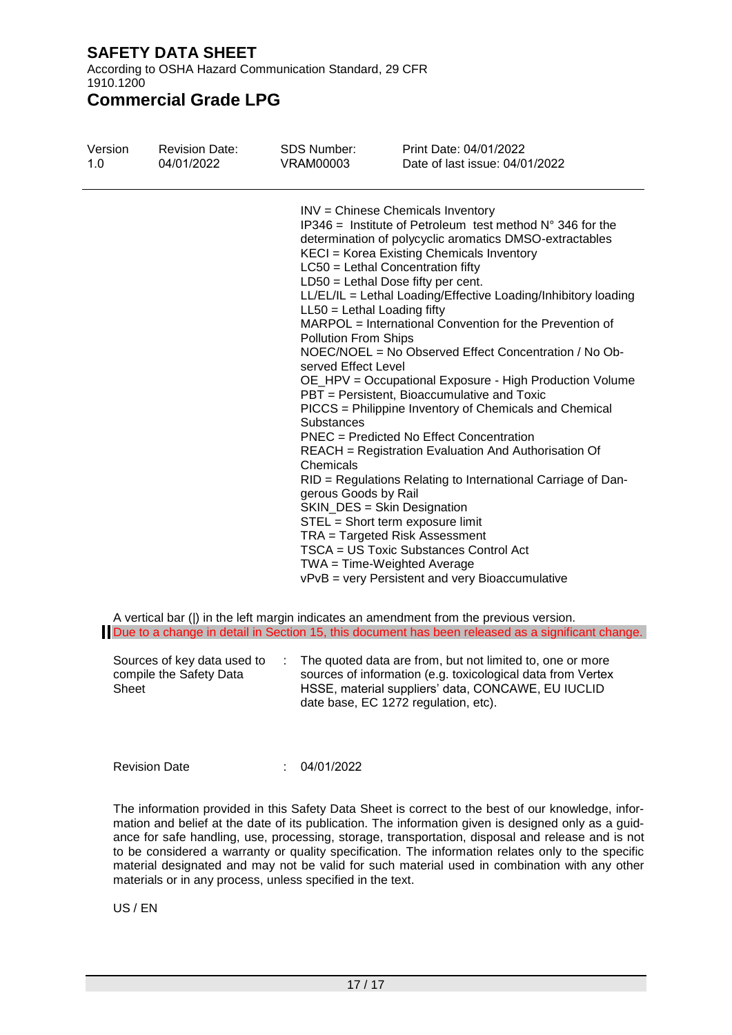INV = Chinese Chemicals Inventory
IP346 = Institute of Petroleum test method N° 346 for the determination of polycyclic aromatics DMSO-extractables
KECI = Korea Existing Chemicals Inventory
LC50 = Lethal Concentration fifty
LD50 = Lethal Dose fifty per cent.
LL/EL/IL = Lethal Loading/Effective Loading/Inhibitory loading
LL50 = Lethal Loading fifty
MARPOL = International Convention for the Prevention of Pollution From Ships
NOEC/NOEL = No Observed Effect Concentration / No Observed Effect Level
OE_HPV = Occupational Exposure - High Production Volume
PBT = Persistent, Bioaccumulative and Toxic
PICCS = Philippine Inventory of Chemicals and Chemical Substances
PNEC = Predicted No Effect Concentration
REACH = Registration Evaluation And Authorisation Of Chemicals
RID = Regulations Relating to International Carriage of Dangerous Goods by Rail
SKIN_DES = Skin Designation
STEL = Short term exposure limit
TRA = Targeted Risk Assessment
TSCA = US Toxic Substances Control Act
TWA = Time-Weighted Average
vPvB = very Persistent and very Bioaccumulative

A vertical bar (|) in the left margin indicates an amendment from the previous version.

Due to a change in detail in Section 15, this document has been released as a significant change.

Sources of key data used to compile the Safety Data Sheet : The quoted data are from, but not limited to, one or more sources of information (e.g. toxicological data from Vertex HSSE, material suppliers' data, CONCAWE, EU IUCLID date base, EC 1272 regulation, etc).

Revision Date : 04/01/2022

The information provided in this Safety Data Sheet is correct to the best of our knowledge, information and belief at the date of its publication. The information given is designed only as a guidance for safe handling, use, processing, storage, transportation, disposal and release and is not to be considered a warranty or quality specification. The information relates only to the specific material designated and may not be valid for such material used in combination with any other materials or in any process, unless specified in the text.

US / EN